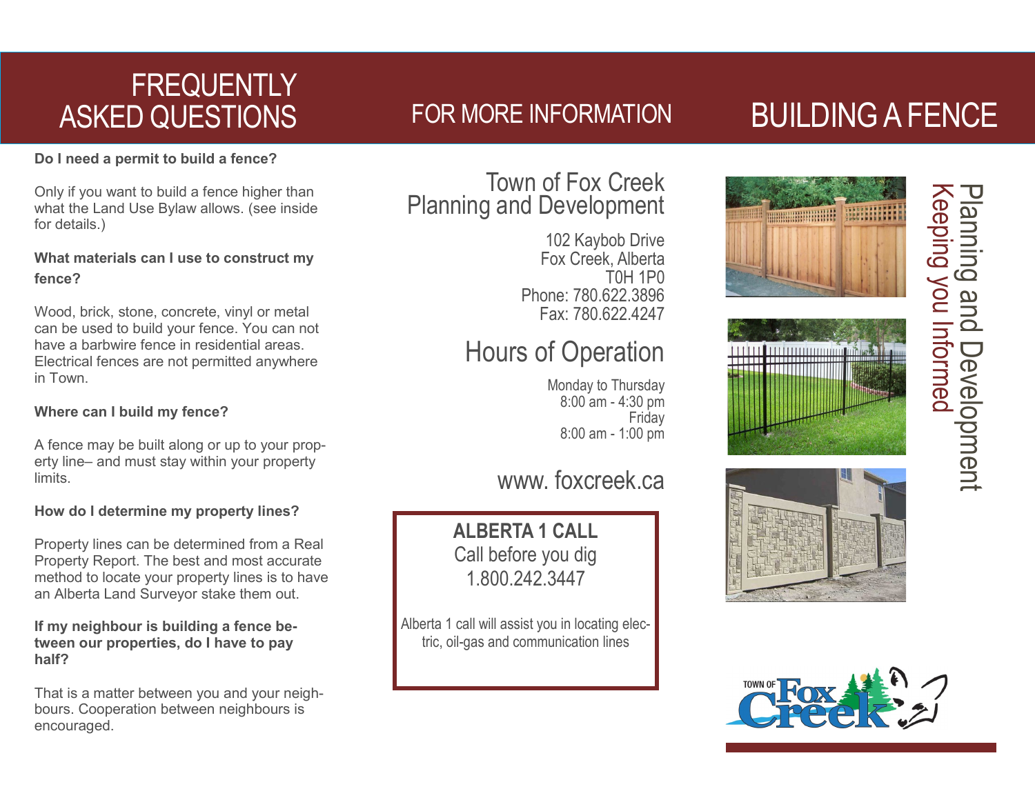# FREQUENTLY ASKED QUESTIONS

**Do I need a permit to build a fence?**

Only if you want to build a fence higher than what the Land Use Bylaw allows. (see inside for details.)

**What materials can I use to construct my fence?**

Wood, brick, stone, concrete, vinyl or metal can be used to build your fence. You can not have a barbwire fence in residential areas. Electrical fences are not permitted anywhere in Town.

**Where can I build my fence?**

A fence may be built along or up to your property line– and must stay within your property limits.

**How do I determine my property lines?**

Property lines can be determined from a Real Property Report. The best and most accurate method to locate your property lines is to have an Alberta Land Surveyor stake them out.

**If my neighbour is building a fence between our properties, do I have to pay half?**

That is a matter between you and your neighbours. Cooperation between neighbours is encouraged.

# FOR MORE INFORMATION

## Town of Fox Creek Planning and Development

102 Kaybob Drive
Fox Creek, Alberta
T0H 1P0
Phone: 780.622.3896
Fax: 780.622.4247

## Hours of Operation

Monday to Thursday
8:00 am - 4:30 pm
Friday
8:00 am - 1:00 pm

www. foxcreek.ca

**ALBERTA 1 CALL**
Call before you dig
1.800.242.3447

Alberta 1 call will assist you in locating electric, oil-gas and communication lines

# BUILDING A FENCE

Planning and Development
Keeping you Informed

TOWN OF Fox Creek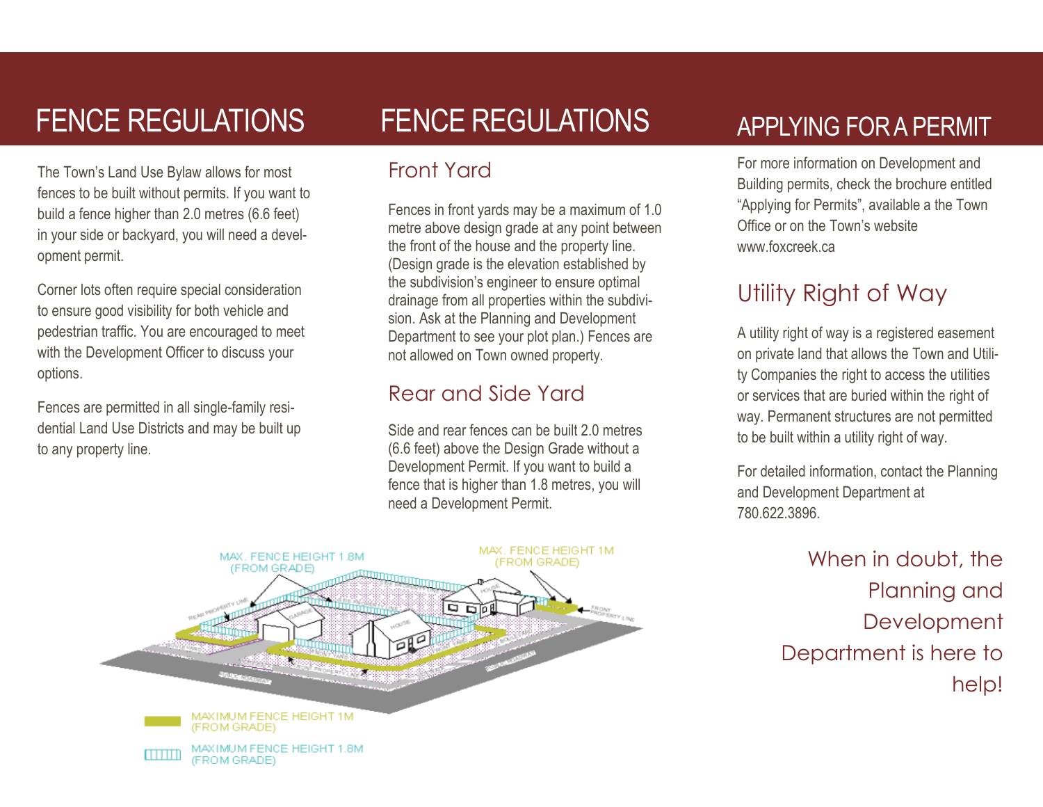# FENCE REGULATIONS

The Town's Land Use Bylaw allows for most fences to be built without permits. If you want to build a fence higher than 2.0 metres (6.6 feet) in your side or backyard, you will need a development permit.

Corner lots often require special consideration to ensure good visibility for both vehicle and pedestrian traffic. You are encouraged to meet with the Development Officer to discuss your options.

Fences are permitted in all single-family residential Land Use Districts and may be built up to any property line.

# FENCE REGULATIONS

## Front Yard

Fences in front yards may be a maximum of 1.0 metre above design grade at any point between the front of the house and the property line. (Design grade is the elevation established by the subdivision's engineer to ensure optimal drainage from all properties within the subdivision. Ask at the Planning and Development Department to see your plot plan.) Fences are not allowed on Town owned property.

## Rear and Side Yard

Side and rear fences can be built 2.0 metres (6.6 feet) above the Design Grade without a Development Permit. If you want to build a fence that is higher than 1.8 metres, you will need a Development Permit.

MAX. FENCE HEIGHT 1.8M (FROM GRADE)

MAX. FENCE HEIGHT 1M (FROM GRADE)

MAXIMUM FENCE HEIGHT 1M (FROM GRADE)

MAXIMUM FENCE HEIGHT 1.8M (FROM GRADE)

# APPLYING FOR A PERMIT

For more information on Development and Building permits, check the brochure entitled "Applying for Permits", available a the Town Office or on the Town's website www.foxcreek.ca

## Utility Right of Way

A utility right of way is a registered easement on private land that allows the Town and Utility Companies the right to access the utilities or services that are buried within the right of way. Permanent structures are not permitted to be built within a utility right of way.

For detailed information, contact the Planning and Development Department at 780.622.3896.

When in doubt, the Planning and Development Department is here to help!